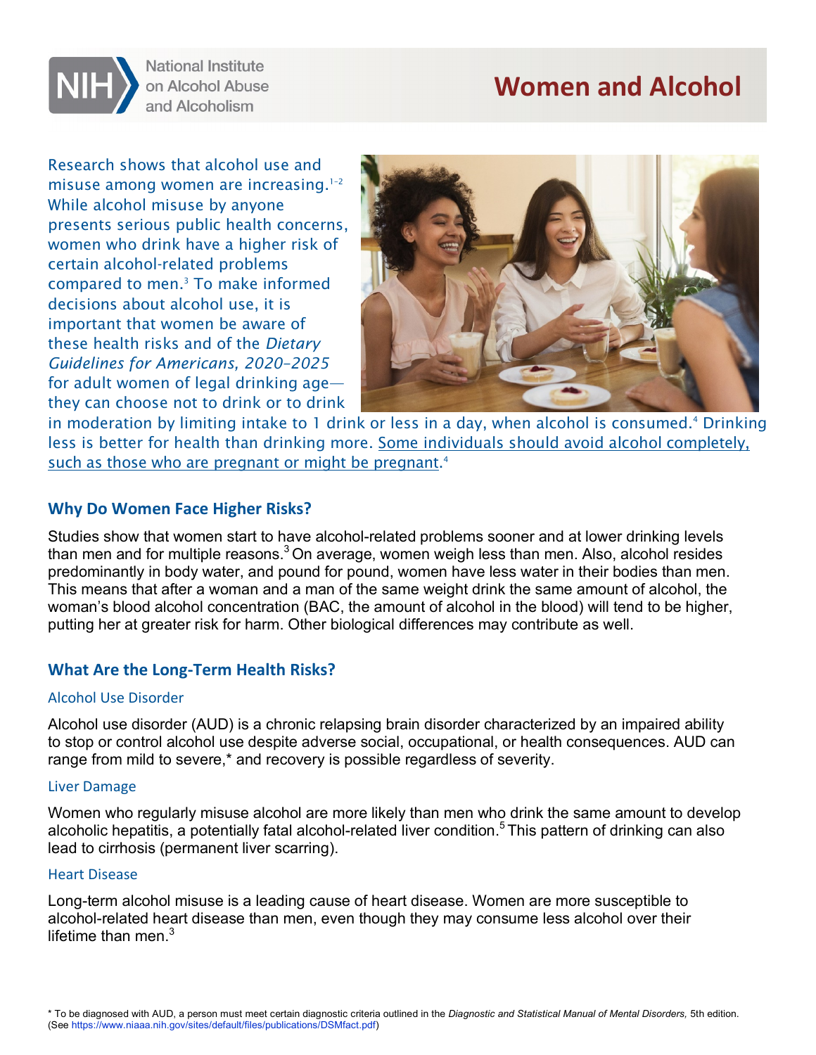National Institute on Alcohol Abuse and Alcoholism

# Women and Alcohol

Research shows that alcohol use and misuse among women are increasing.[1–2] While alcohol misuse by anyone presents serious public health concerns, women who drink have a higher risk of certain alcohol-related problems compared to men.[3] To make informed decisions about alcohol use, it is important that women be aware of these health risks and of the *Dietary Guidelines for Americans, 2020–2025* for adult women of legal drinking age—they can choose not to drink or to drink in moderation by limiting intake to 1 drink or less in a day, when alcohol is consumed.[4] Drinking less is better for health than drinking more. Some individuals should avoid alcohol completely, such as those who are pregnant or might be pregnant.[4]

## Why Do Women Face Higher Risks?

Studies show that women start to have alcohol-related problems sooner and at lower drinking levels than men and for multiple reasons.[3] On average, women weigh less than men. Also, alcohol resides predominantly in body water, and pound for pound, women have less water in their bodies than men. This means that after a woman and a man of the same weight drink the same amount of alcohol, the woman's blood alcohol concentration (BAC, the amount of alcohol in the blood) will tend to be higher, putting her at greater risk for harm. Other biological differences may contribute as well.

## What Are the Long-Term Health Risks?

### Alcohol Use Disorder

Alcohol use disorder (AUD) is a chronic relapsing brain disorder characterized by an impaired ability to stop or control alcohol use despite adverse social, occupational, or health consequences. AUD can range from mild to severe,* and recovery is possible regardless of severity.

### Liver Damage

Women who regularly misuse alcohol are more likely than men who drink the same amount to develop alcoholic hepatitis, a potentially fatal alcohol-related liver condition.[5] This pattern of drinking can also lead to cirrhosis (permanent liver scarring).

### Heart Disease

Long-term alcohol misuse is a leading cause of heart disease. Women are more susceptible to alcohol-related heart disease than men, even though they may consume less alcohol over their lifetime than men.[3]

* To be diagnosed with AUD, a person must meet certain diagnostic criteria outlined in the *Diagnostic and Statistical Manual of Mental Disorders,* 5th edition. (See https://www.niaaa.nih.gov/sites/default/files/publications/DSMfact.pdf)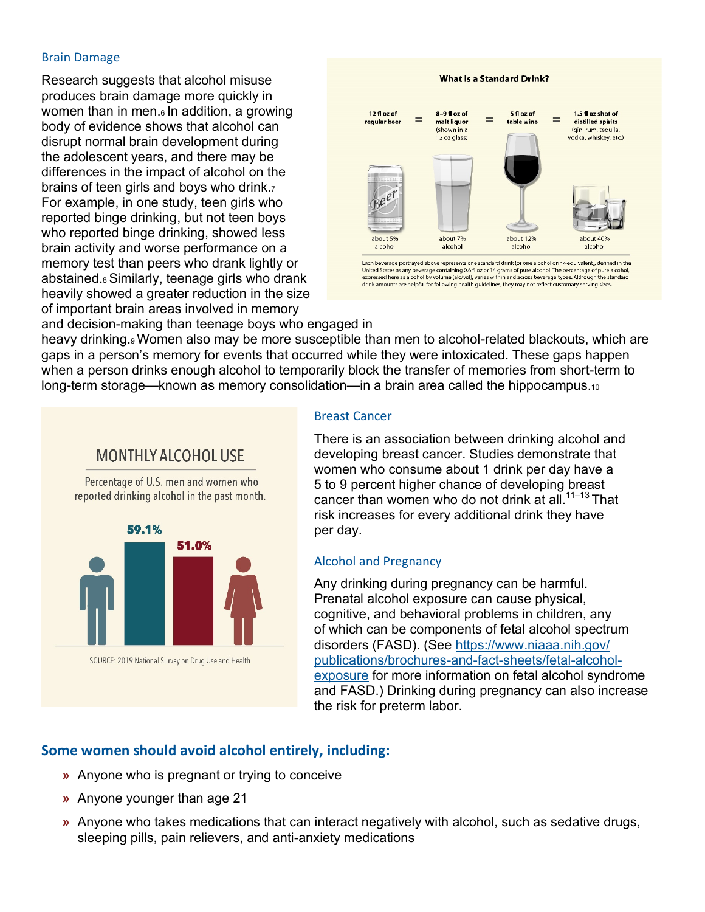## Brain Damage

Research suggests that alcohol misuse produces brain damage more quickly in women than in men.[6] In addition, a growing body of evidence shows that alcohol can disrupt normal brain development during the adolescent years, and there may be differences in the impact of alcohol on the brains of teen girls and boys who drink.[7] For example, in one study, teen girls who reported binge drinking, but not teen boys who reported binge drinking, showed less brain activity and worse performance on a memory test than peers who drank lightly or abstained.[8] Similarly, teenage girls who drank heavily showed a greater reduction in the size of important brain areas involved in memory and decision-making than teenage boys who engaged in heavy drinking.[9] Women also may be more susceptible than men to alcohol-related blackouts, which are gaps in a person's memory for events that occurred while they were intoxicated. These gaps happen when a person drinks enough alcohol to temporarily block the transfer of memories from short-term to long-term storage—known as memory consolidation—in a brain area called the hippocampus.[10]

**What Is a Standard Drink?**

| 12 fl oz of regular beer | = | 8–9 fl oz of malt liquor (shown in a 12 oz glass) | = | 5 fl oz of table wine | = | 1.5 fl oz shot of distilled spirits (gin, rum, tequila, vodka, whiskey, etc.) |
|---|---|---|---|---|---|---|
| about 5% alcohol | | about 7% alcohol | | about 12% alcohol | | about 40% alcohol |

Each beverage portrayed above represents one standard drink (or one alcohol drink-equivalent), defined in the United States as any beverage containing 0.6 fl oz or 14 grams of pure alcohol. The percentage of pure alcohol, expressed here as alcohol by volume (alc/vol), varies within and across beverage types. Although the standard drink amounts are helpful for following health guidelines, they may not reflect customary serving sizes.

**MONTHLY ALCOHOL USE**

Percentage of U.S. men and women who reported drinking alcohol in the past month.

| Men | Women |
|---|---|
| 59.1% | 51.0% |

SOURCE: 2019 National Survey on Drug Use and Health

## Breast Cancer

There is an association between drinking alcohol and developing breast cancer. Studies demonstrate that women who consume about 1 drink per day have a 5 to 9 percent higher chance of developing breast cancer than women who do not drink at all.[11–13] That risk increases for every additional drink they have per day.

## Alcohol and Pregnancy

Any drinking during pregnancy can be harmful. Prenatal alcohol exposure can cause physical, cognitive, and behavioral problems in children, any of which can be components of fetal alcohol spectrum disorders (FASD). (See https://www.niaaa.nih.gov/publications/brochures-and-fact-sheets/fetal-alcohol-exposure for more information on fetal alcohol syndrome and FASD.) Drinking during pregnancy can also increase the risk for preterm labor.

## Some women should avoid alcohol entirely, including:

- Anyone who is pregnant or trying to conceive
- Anyone younger than age 21
- Anyone who takes medications that can interact negatively with alcohol, such as sedative drugs, sleeping pills, pain relievers, and anti-anxiety medications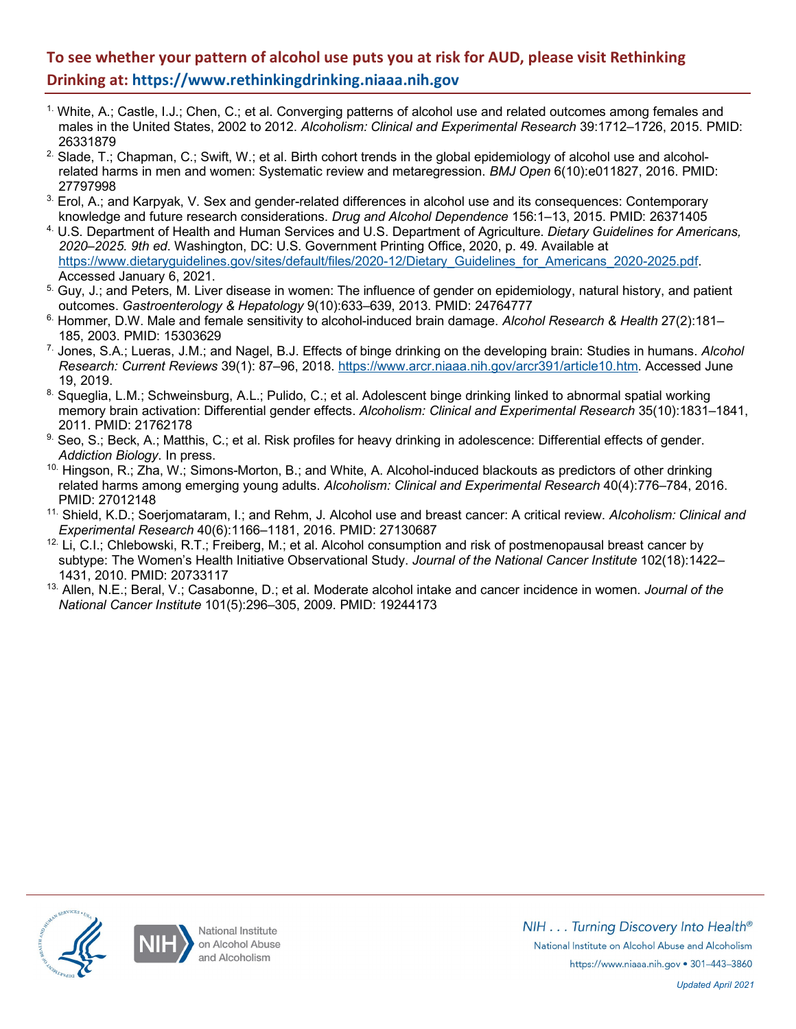**To see whether your pattern of alcohol use puts you at risk for AUD, please visit Rethinking Drinking at: https://www.rethinkingdrinking.niaaa.nih.gov**

1. White, A.; Castle, I.J.; Chen, C.; et al. Converging patterns of alcohol use and related outcomes among females and males in the United States, 2002 to 2012. *Alcoholism: Clinical and Experimental Research* 39:1712–1726, 2015. PMID: 26331879
2. Slade, T.; Chapman, C.; Swift, W.; et al. Birth cohort trends in the global epidemiology of alcohol use and alcohol-related harms in men and women: Systematic review and metaregression. *BMJ Open* 6(10):e011827, 2016. PMID: 27797998
3. Erol, A.; and Karpyak, V. Sex and gender-related differences in alcohol use and its consequences: Contemporary knowledge and future research considerations. *Drug and Alcohol Dependence* 156:1–13, 2015. PMID: 26371405
4. U.S. Department of Health and Human Services and U.S. Department of Agriculture. *Dietary Guidelines for Americans, 2020–2025. 9th ed*. Washington, DC: U.S. Government Printing Office, 2020, p. 49. Available at https://www.dietaryguidelines.gov/sites/default/files/2020-12/Dietary_Guidelines_for_Americans_2020-2025.pdf. Accessed January 6, 2021.
5. Guy, J.; and Peters, M. Liver disease in women: The influence of gender on epidemiology, natural history, and patient outcomes. *Gastroenterology & Hepatology* 9(10):633–639, 2013. PMID: 24764777
6. Hommer, D.W. Male and female sensitivity to alcohol-induced brain damage. *Alcohol Research & Health* 27(2):181–185, 2003. PMID: 15303629
7. Jones, S.A.; Lueras, J.M.; and Nagel, B.J. Effects of binge drinking on the developing brain: Studies in humans. *Alcohol Research: Current Reviews* 39(1): 87–96, 2018. https://www.arcr.niaaa.nih.gov/arcr391/article10.htm. Accessed June 19, 2019.
8. Squeglia, L.M.; Schweinsburg, A.L.; Pulido, C.; et al. Adolescent binge drinking linked to abnormal spatial working memory brain activation: Differential gender effects. *Alcoholism: Clinical and Experimental Research* 35(10):1831–1841, 2011. PMID: 21762178
9. Seo, S.; Beck, A.; Matthis, C.; et al. Risk profiles for heavy drinking in adolescence: Differential effects of gender. *Addiction Biology*. In press.
10. Hingson, R.; Zha, W.; Simons-Morton, B.; and White, A. Alcohol-induced blackouts as predictors of other drinking related harms among emerging young adults. *Alcoholism: Clinical and Experimental Research* 40(4):776–784, 2016. PMID: 27012148
11. Shield, K.D.; Soerjomataram, I.; and Rehm, J. Alcohol use and breast cancer: A critical review. *Alcoholism: Clinical and Experimental Research* 40(6):1166–1181, 2016. PMID: 27130687
12. Li, C.I.; Chlebowski, R.T.; Freiberg, M.; et al. Alcohol consumption and risk of postmenopausal breast cancer by subtype: The Women's Health Initiative Observational Study. *Journal of the National Cancer Institute* 102(18):1422–1431, 2010. PMID: 20733117
13. Allen, N.E.; Beral, V.; Casabonne, D.; et al. Moderate alcohol intake and cancer incidence in women. *Journal of the National Cancer Institute* 101(5):296–305, 2009. PMID: 19244173

NIH National Institute on Alcohol Abuse and Alcoholism

*NIH . . . Turning Discovery Into Health®*

National Institute on Alcohol Abuse and Alcoholism

https://www.niaaa.nih.gov • 301–443–3860

*Updated April 2021*